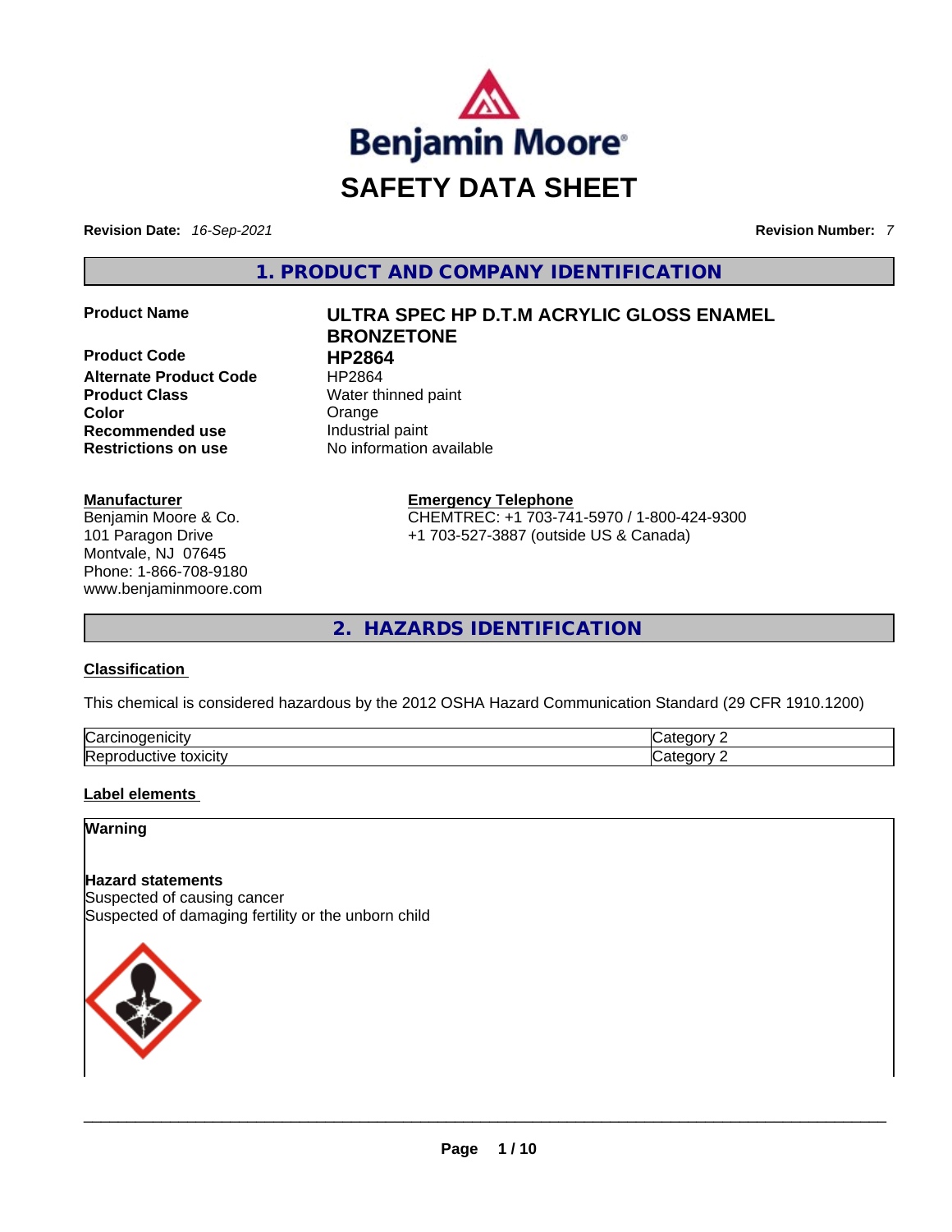# SAFETY DATA SHEET

**Revision Date:** *16-Sep-2021* **Revision Number:** *7*

## 1. PRODUCT AND COMPANY IDENTIFICATION

| | |
|---|---|
| **Product Name** | **ULTRA SPEC HP D.T.M ACRYLIC GLOSS ENAMEL BRONZETONE** |
| **Product Code** | **HP2864** |
| **Alternate Product Code** | HP2864 |
| **Product Class** | Water thinned paint |
| **Color** | Orange |
| **Recommended use** | Industrial paint |
| **Restrictions on use** | No information available |

**Manufacturer**
Benjamin Moore & Co.
101 Paragon Drive
Montvale, NJ 07645
Phone: 1-866-708-9180
www.benjaminmoore.com

**Emergency Telephone**
CHEMTREC: +1 703-741-5970 / 1-800-424-9300
+1 703-527-3887 (outside US & Canada)

## 2. HAZARDS IDENTIFICATION

**Classification**

This chemical is considered hazardous by the 2012 OSHA Hazard Communication Standard (29 CFR 1910.1200)

| | |
|---|---|
| Carcinogenicity | Category 2 |
| Reproductive toxicity | Category 2 |

**Label elements**

**Warning**

**Hazard statements**
Suspected of causing cancer
Suspected of damaging fertility or the unborn child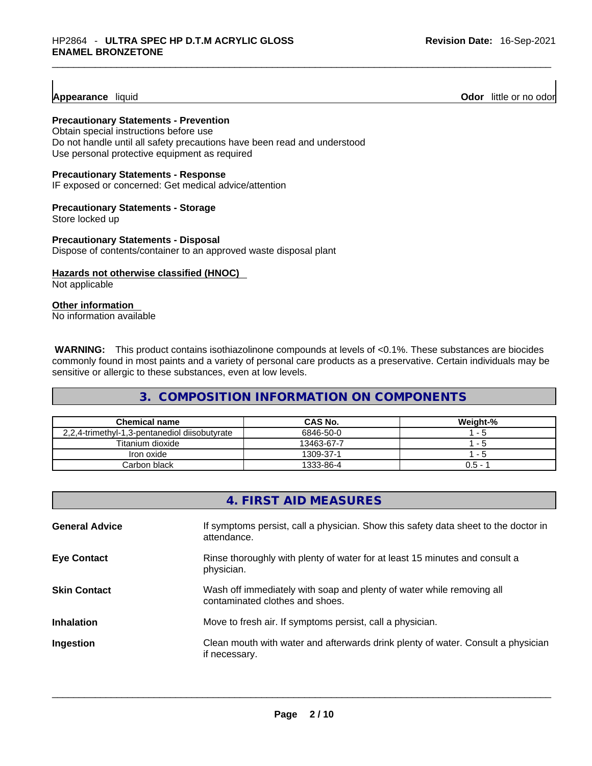**Appearance** liquid **Odor** little or no odor

**Precautionary Statements - Prevention**

Obtain special instructions before use
Do not handle until all safety precautions have been read and understood
Use personal protective equipment as required

**Precautionary Statements - Response**

IF exposed or concerned: Get medical advice/attention

**Precautionary Statements - Storage**

Store locked up

**Precautionary Statements - Disposal**

Dispose of contents/container to an approved waste disposal plant

**Hazards not otherwise classified (HNOC)**

Not applicable

**Other information**

No information available

**WARNING:** This product contains isothiazolinone compounds at levels of <0.1%. These substances are biocides commonly found in most paints and a variety of personal care products as a preservative. Certain individuals may be sensitive or allergic to these substances, even at low levels.

## 3. COMPOSITION INFORMATION ON COMPONENTS

| Chemical name | CAS No. | Weight-% |
|---|---|---|
| 2,2,4-trimethyl-1,3-pentanediol diisobutyrate | 6846-50-0 | 1 - 5 |
| Titanium dioxide | 13463-67-7 | 1 - 5 |
| Iron oxide | 1309-37-1 | 1 - 5 |
| Carbon black | 1333-86-4 | 0.5 - 1 |

## 4. FIRST AID MEASURES

**General Advice** If symptoms persist, call a physician. Show this safety data sheet to the doctor in attendance.

**Eye Contact** Rinse thoroughly with plenty of water for at least 15 minutes and consult a physician.

**Skin Contact** Wash off immediately with soap and plenty of water while removing all contaminated clothes and shoes.

**Inhalation** Move to fresh air. If symptoms persist, call a physician.

**Ingestion** Clean mouth with water and afterwards drink plenty of water. Consult a physician if necessary.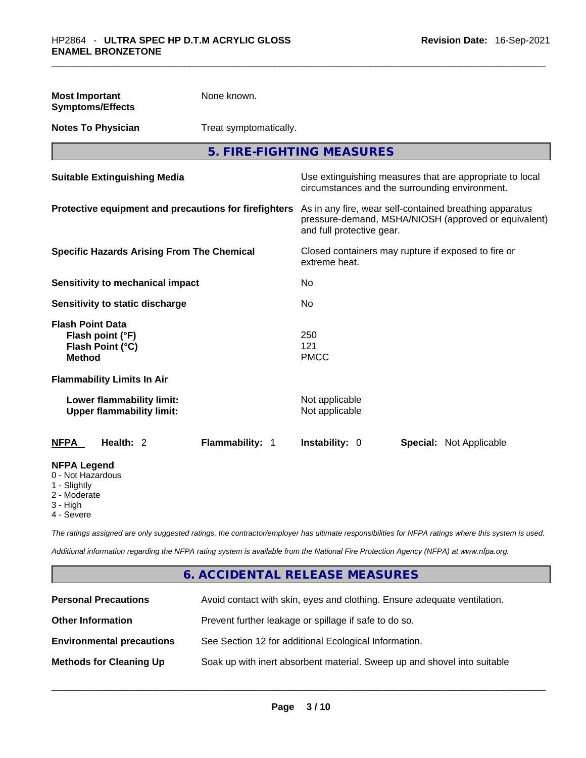**Most Important Symptoms/Effects** None known.

**Notes To Physician** Treat symptomatically.

## 5. FIRE-FIGHTING MEASURES

**Suitable Extinguishing Media** Use extinguishing measures that are appropriate to local circumstances and the surrounding environment.

**Protective equipment and precautions for firefighters** As in any fire, wear self-contained breathing apparatus pressure-demand, MSHA/NIOSH (approved or equivalent) and full protective gear.

**Specific Hazards Arising From The Chemical** Closed containers may rupture if exposed to fire or extreme heat.

**Sensitivity to mechanical impact** No

**Sensitivity to static discharge** No

**Flash Point Data**
- **Flash point (°F)** 250
- **Flash Point (°C)** 121
- **Method** PMCC

**Flammability Limits In Air**
- **Lower flammability limit:** Not applicable
- **Upper flammability limit:** Not applicable

**NFPA** **Health:** 2 **Flammability:** 1 **Instability:** 0 **Special:** Not Applicable

**NFPA Legend**
- 0 - Not Hazardous
- 1 - Slightly
- 2 - Moderate
- 3 - High
- 4 - Severe

*The ratings assigned are only suggested ratings, the contractor/employer has ultimate responsibilities for NFPA ratings where this system is used.*

*Additional information regarding the NFPA rating system is available from the National Fire Protection Agency (NFPA) at www.nfpa.org.*

## 6. ACCIDENTAL RELEASE MEASURES

**Personal Precautions** Avoid contact with skin, eyes and clothing. Ensure adequate ventilation.

**Other Information** Prevent further leakage or spillage if safe to do so.

**Environmental precautions** See Section 12 for additional Ecological Information.

**Methods for Cleaning Up** Soak up with inert absorbent material. Sweep up and shovel into suitable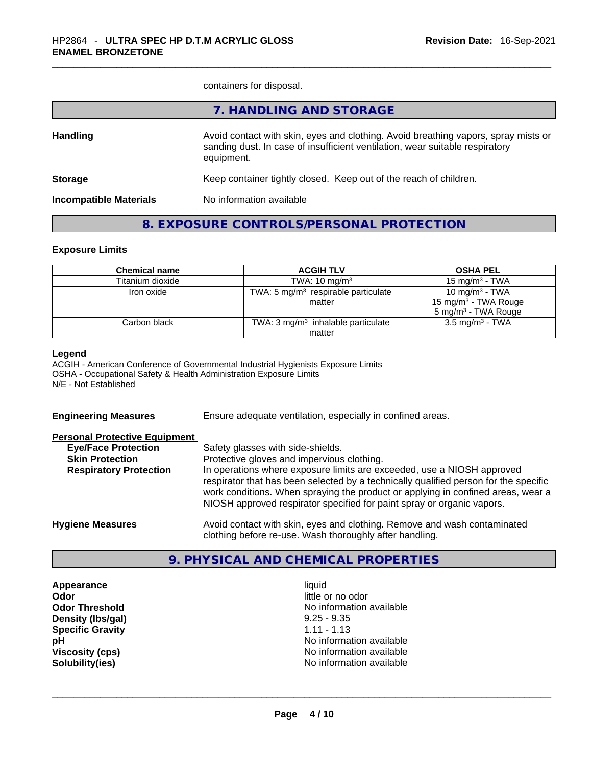containers for disposal.

## 7. HANDLING AND STORAGE

**Handling** — Avoid contact with skin, eyes and clothing. Avoid breathing vapors, spray mists or sanding dust. In case of insufficient ventilation, wear suitable respiratory equipment.

**Storage** — Keep container tightly closed. Keep out of the reach of children.

**Incompatible Materials** — No information available

## 8. EXPOSURE CONTROLS/PERSONAL PROTECTION

### Exposure Limits

| Chemical name | ACGIH TLV | OSHA PEL |
|---|---|---|
| Titanium dioxide | TWA: 10 mg/m$^3$ | 15 mg/m$^3$ - TWA |
| Iron oxide | TWA: 5 mg/m$^3$ respirable particulate matter | 10 mg/m$^3$ - TWA<br>15 mg/m$^3$ - TWA Rouge<br>5 mg/m$^3$ - TWA Rouge |
| Carbon black | TWA: 3 mg/m$^3$ inhalable particulate matter | 3.5 mg/m$^3$ - TWA |

**Legend**
ACGIH - American Conference of Governmental Industrial Hygienists Exposure Limits
OSHA - Occupational Safety & Health Administration Exposure Limits
N/E - Not Established

**Engineering Measures** — Ensure adequate ventilation, especially in confined areas.

**Personal Protective Equipment**

- **Eye/Face Protection** — Safety glasses with side-shields.
- **Skin Protection** — Protective gloves and impervious clothing.
- **Respiratory Protection** — In operations where exposure limits are exceeded, use a NIOSH approved respirator that has been selected by a technically qualified person for the specific work conditions. When spraying the product or applying in confined areas, wear a NIOSH approved respirator specified for paint spray or organic vapors.

**Hygiene Measures** — Avoid contact with skin, eyes and clothing. Remove and wash contaminated clothing before re-use. Wash thoroughly after handling.

## 9. PHYSICAL AND CHEMICAL PROPERTIES

| Property | Value |
|---|---|
| **Appearance** | liquid |
| **Odor** | little or no odor |
| **Odor Threshold** | No information available |
| **Density (lbs/gal)** | 9.25 - 9.35 |
| **Specific Gravity** | 1.11 - 1.13 |
| **pH** | No information available |
| **Viscosity (cps)** | No information available |
| **Solubility(ies)** | No information available |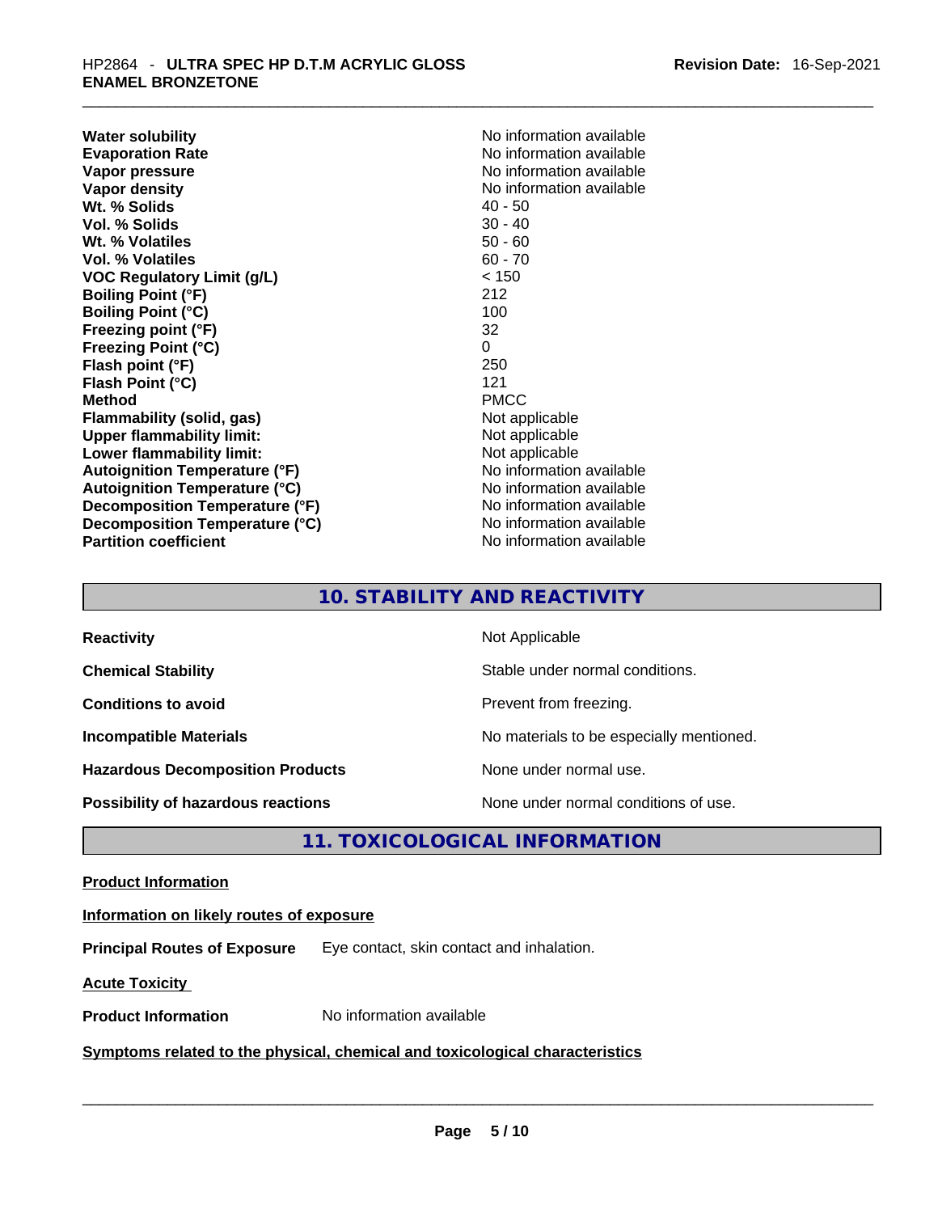| | |
|---|---|
| **Water solubility** | No information available |
| **Evaporation Rate** | No information available |
| **Vapor pressure** | No information available |
| **Vapor density** | No information available |
| **Wt. % Solids** | 40 - 50 |
| **Vol. % Solids** | 30 - 40 |
| **Wt. % Volatiles** | 50 - 60 |
| **Vol. % Volatiles** | 60 - 70 |
| **VOC Regulatory Limit (g/L)** | < 150 |
| **Boiling Point (°F)** | 212 |
| **Boiling Point (°C)** | 100 |
| **Freezing point (°F)** | 32 |
| **Freezing Point (°C)** | 0 |
| **Flash point (°F)** | 250 |
| **Flash Point (°C)** | 121 |
| **Method** | PMCC |
| **Flammability (solid, gas)** | Not applicable |
| **Upper flammability limit:** | Not applicable |
| **Lower flammability limit:** | Not applicable |
| **Autoignition Temperature (°F)** | No information available |
| **Autoignition Temperature (°C)** | No information available |
| **Decomposition Temperature (°F)** | No information available |
| **Decomposition Temperature (°C)** | No information available |
| **Partition coefficient** | No information available |

## 10. STABILITY AND REACTIVITY

| | |
|---|---|
| **Reactivity** | Not Applicable |
| **Chemical Stability** | Stable under normal conditions. |
| **Conditions to avoid** | Prevent from freezing. |
| **Incompatible Materials** | No materials to be especially mentioned. |
| **Hazardous Decomposition Products** | None under normal use. |
| **Possibility of hazardous reactions** | None under normal conditions of use. |

## 11. TOXICOLOGICAL INFORMATION

**Product Information**

**Information on likely routes of exposure**

**Principal Routes of Exposure** Eye contact, skin contact and inhalation.

**Acute Toxicity**

**Product Information** No information available

**Symptoms related to the physical, chemical and toxicological characteristics**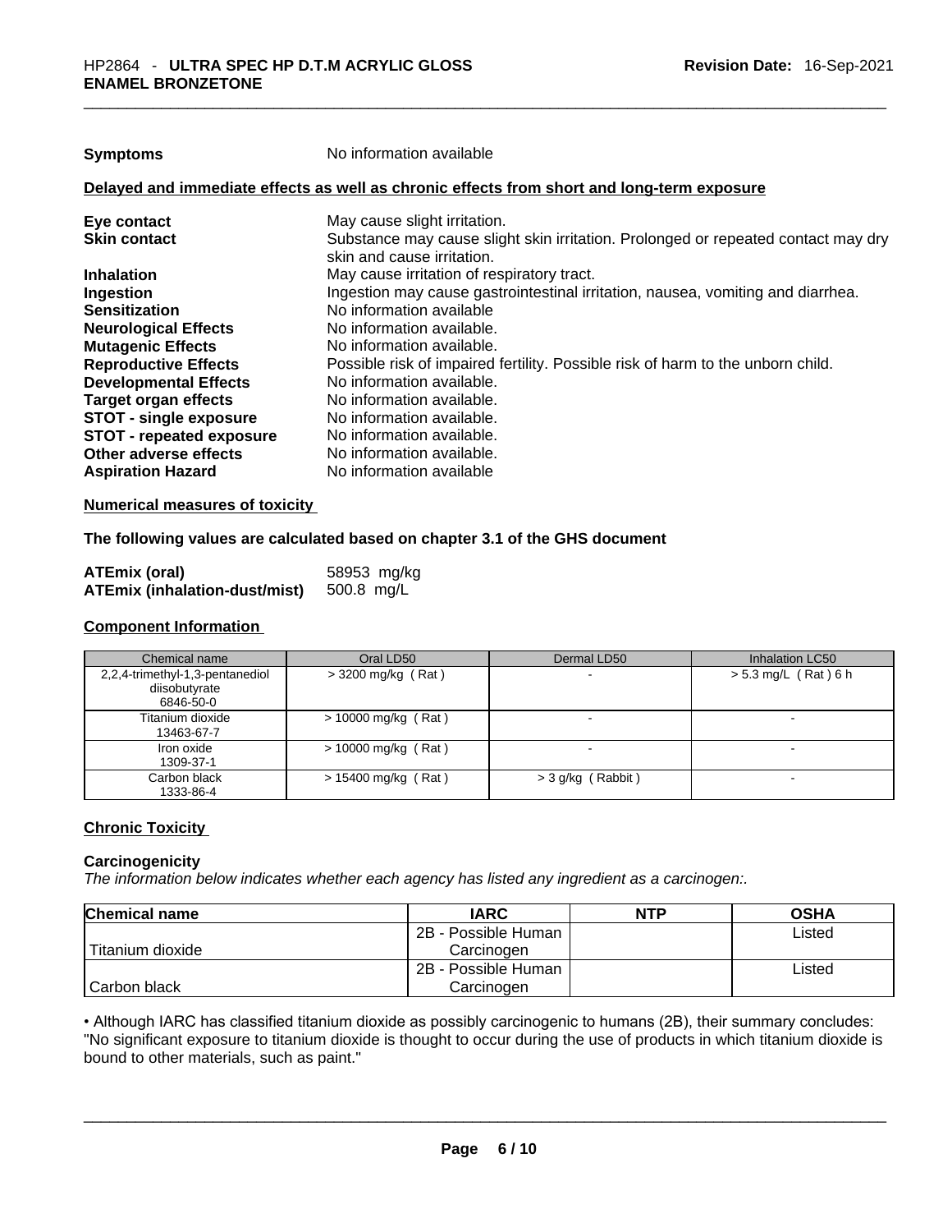**Symptoms** No information available

**Delayed and immediate effects as well as chronic effects from short and long-term exposure**

| | |
|---|---|
| **Eye contact** | May cause slight irritation. |
| **Skin contact** | Substance may cause slight skin irritation. Prolonged or repeated contact may dry skin and cause irritation. |
| **Inhalation** | May cause irritation of respiratory tract. |
| **Ingestion** | Ingestion may cause gastrointestinal irritation, nausea, vomiting and diarrhea. |
| **Sensitization** | No information available |
| **Neurological Effects** | No information available. |
| **Mutagenic Effects** | No information available. |
| **Reproductive Effects** | Possible risk of impaired fertility. Possible risk of harm to the unborn child. |
| **Developmental Effects** | No information available. |
| **Target organ effects** | No information available. |
| **STOT - single exposure** | No information available. |
| **STOT - repeated exposure** | No information available. |
| **Other adverse effects** | No information available. |
| **Aspiration Hazard** | No information available |

**Numerical measures of toxicity**

**The following values are calculated based on chapter 3.1 of the GHS document**

| | |
|---|---|
| **ATEmix (oral)** | 58953 mg/kg |
| **ATEmix (inhalation-dust/mist)** | 500.8 mg/L |

**Component Information**

| Chemical name | Oral LD50 | Dermal LD50 | Inhalation LC50 |
|---|---|---|---|
| 2,2,4-trimethyl-1,3-pentanediol diisobutyrate 6846-50-0 | > 3200 mg/kg ( Rat ) | - | > 5.3 mg/L ( Rat ) 6 h |
| Titanium dioxide 13463-67-7 | > 10000 mg/kg ( Rat ) | - | - |
| Iron oxide 1309-37-1 | > 10000 mg/kg ( Rat ) | - | - |
| Carbon black 1333-86-4 | > 15400 mg/kg ( Rat ) | > 3 g/kg ( Rabbit ) | - |

**Chronic Toxicity**

**Carcinogenicity**

*The information below indicates whether each agency has listed any ingredient as a carcinogen:.*

| Chemical name | IARC | NTP | OSHA |
|---|---|---|---|
| Titanium dioxide | 2B - Possible Human Carcinogen | | Listed |
| Carbon black | 2B - Possible Human Carcinogen | | Listed |

• Although IARC has classified titanium dioxide as possibly carcinogenic to humans (2B), their summary concludes: "No significant exposure to titanium dioxide is thought to occur during the use of products in which titanium dioxide is bound to other materials, such as paint."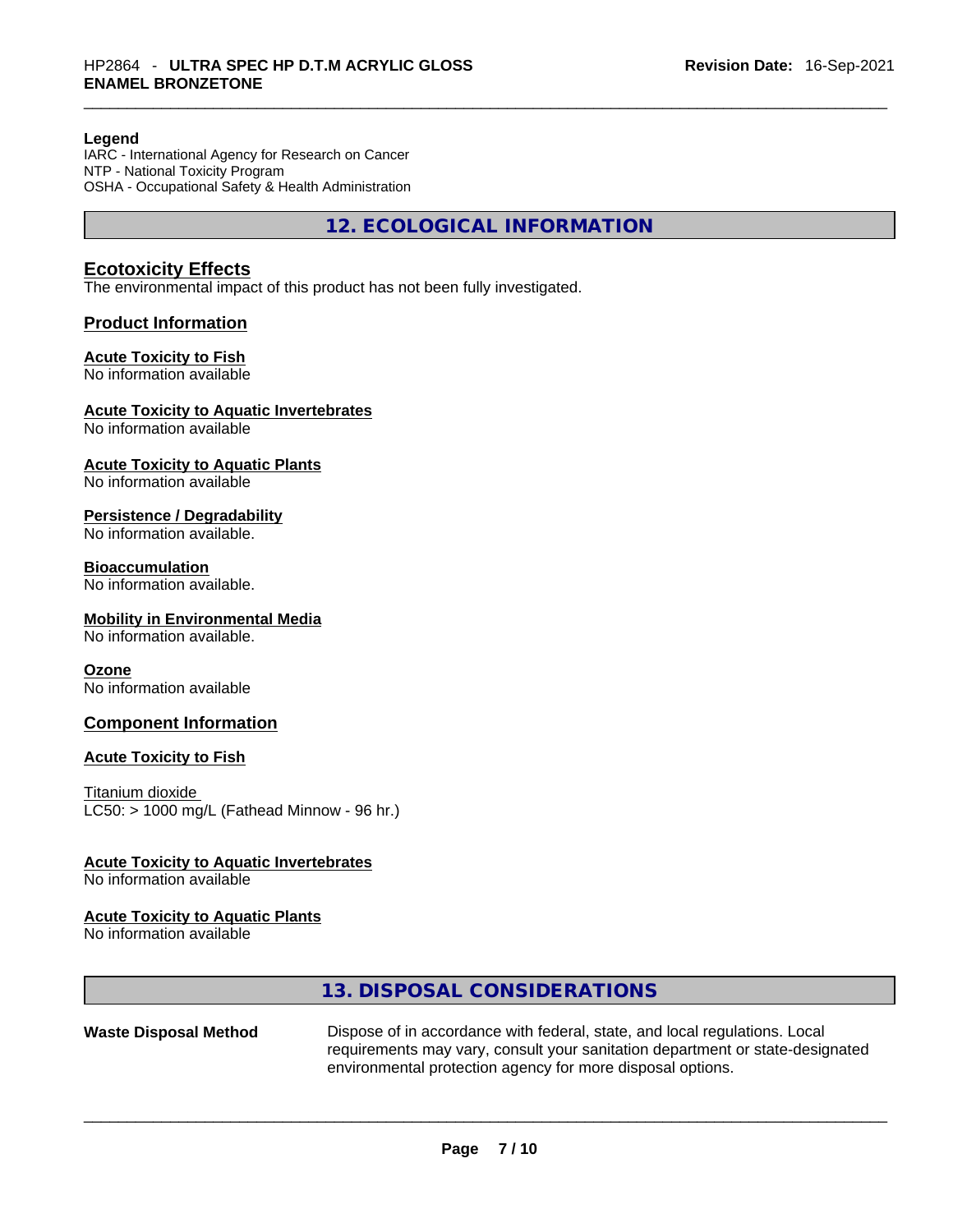**Legend**
IARC - International Agency for Research on Cancer
NTP - National Toxicity Program
OSHA - Occupational Safety & Health Administration

## 12. ECOLOGICAL INFORMATION

### Ecotoxicity Effects
The environmental impact of this product has not been fully investigated.

### Product Information

**Acute Toxicity to Fish**
No information available

**Acute Toxicity to Aquatic Invertebrates**
No information available

**Acute Toxicity to Aquatic Plants**
No information available

**Persistence / Degradability**
No information available.

**Bioaccumulation**
No information available.

**Mobility in Environmental Media**
No information available.

**Ozone**
No information available

### Component Information

**Acute Toxicity to Fish**

Titanium dioxide
LC50: > 1000 mg/L (Fathead Minnow - 96 hr.)

**Acute Toxicity to Aquatic Invertebrates**
No information available

**Acute Toxicity to Aquatic Plants**
No information available

## 13. DISPOSAL CONSIDERATIONS

**Waste Disposal Method** Dispose of in accordance with federal, state, and local regulations. Local requirements may vary, consult your sanitation department or state-designated environmental protection agency for more disposal options.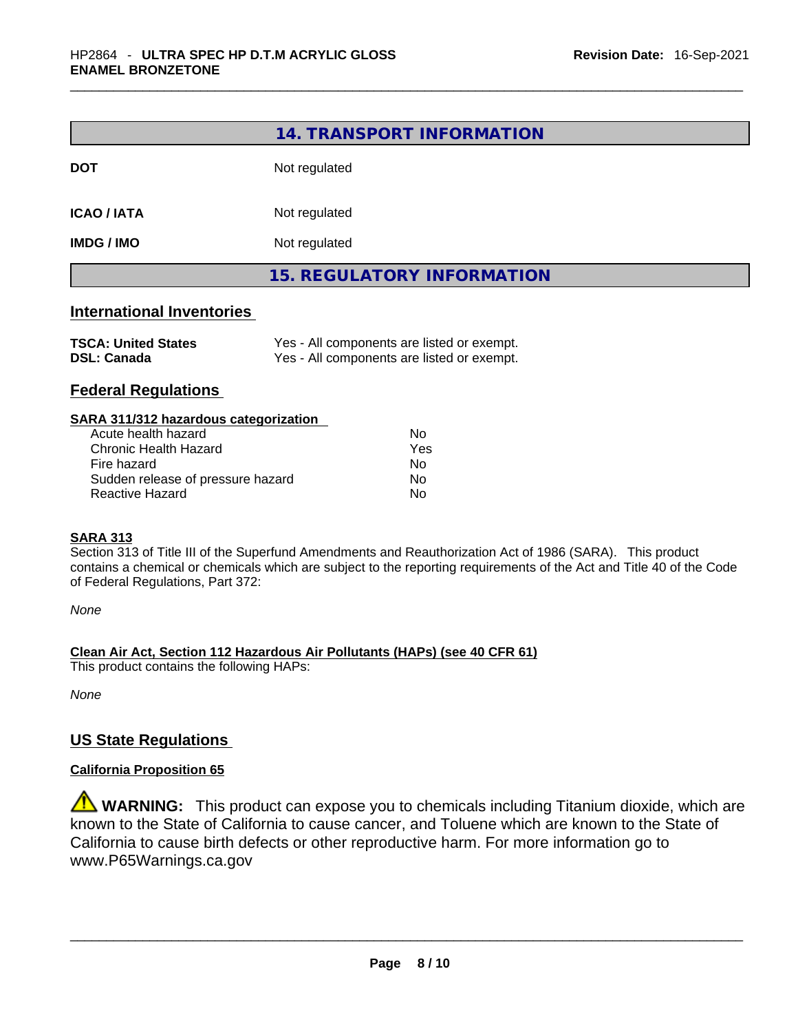## 14. TRANSPORT INFORMATION

| | |
|---|---|
| **DOT** | Not regulated |
| **ICAO / IATA** | Not regulated |
| **IMDG / IMO** | Not regulated |

## 15. REGULATORY INFORMATION

### International Inventories

| | |
|---|---|
| **TSCA: United States** | Yes - All components are listed or exempt. |
| **DSL: Canada** | Yes - All components are listed or exempt. |

### Federal Regulations

**SARA 311/312 hazardous categorization**

| | |
|---|---|
| Acute health hazard | No |
| Chronic Health Hazard | Yes |
| Fire hazard | No |
| Sudden release of pressure hazard | No |
| Reactive Hazard | No |

**SARA 313**

Section 313 of Title III of the Superfund Amendments and Reauthorization Act of 1986 (SARA). This product contains a chemical or chemicals which are subject to the reporting requirements of the Act and Title 40 of the Code of Federal Regulations, Part 372:

*None*

**Clean Air Act, Section 112 Hazardous Air Pollutants (HAPs) (see 40 CFR 61)**

This product contains the following HAPs:

*None*

### US State Regulations

**California Proposition 65**

⚠ **WARNING:** This product can expose you to chemicals including Titanium dioxide, which are known to the State of California to cause cancer, and Toluene which are known to the State of California to cause birth defects or other reproductive harm. For more information go to www.P65Warnings.ca.gov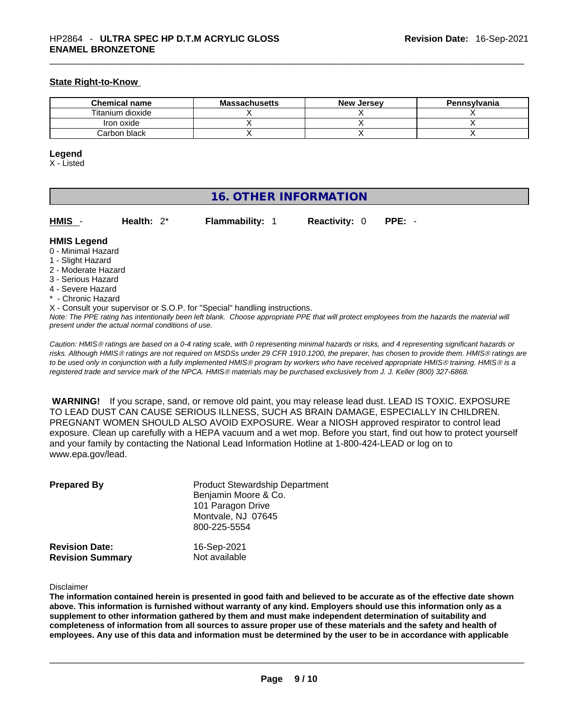#### State Right-to-Know

| Chemical name | Massachusetts | New Jersey | Pennsylvania |
|---|---|---|---|
| Titanium dioxide | X | X | X |
| Iron oxide | X | X | X |
| Carbon black | X | X | X |

**Legend**
X - Listed

## 16. OTHER INFORMATION

**HMIS** - **Health:** 2* **Flammability:** 1 **Reactivity:** 0 **PPE:** -

**HMIS Legend**
0 - Minimal Hazard
1 - Slight Hazard
2 - Moderate Hazard
3 - Serious Hazard
4 - Severe Hazard
* - Chronic Hazard
X - Consult your supervisor or S.O.P. for "Special" handling instructions.

*Note: The PPE rating has intentionally been left blank. Choose appropriate PPE that will protect employees from the hazards the material will present under the actual normal conditions of use.*

*Caution: HMIS® ratings are based on a 0-4 rating scale, with 0 representing minimal hazards or risks, and 4 representing significant hazards or risks. Although HMIS® ratings are not required on MSDSs under 29 CFR 1910.1200, the preparer, has chosen to provide them. HMIS® ratings are to be used only in conjunction with a fully implemented HMIS® program by workers who have received appropriate HMIS® training. HMIS® is a registered trade and service mark of the NPCA. HMIS® materials may be purchased exclusively from J. J. Keller (800) 327-6868.*

**WARNING!** If you scrape, sand, or remove old paint, you may release lead dust. LEAD IS TOXIC. EXPOSURE TO LEAD DUST CAN CAUSE SERIOUS ILLNESS, SUCH AS BRAIN DAMAGE, ESPECIALLY IN CHILDREN. PREGNANT WOMEN SHOULD ALSO AVOID EXPOSURE. Wear a NIOSH approved respirator to control lead exposure. Clean up carefully with a HEPA vacuum and a wet mop. Before you start, find out how to protect yourself and your family by contacting the National Lead Information Hotline at 1-800-424-LEAD or log on to www.epa.gov/lead.

**Prepared By**
Product Stewardship Department
Benjamin Moore & Co.
101 Paragon Drive
Montvale, NJ 07645
800-225-5554

**Revision Date:** 16-Sep-2021
**Revision Summary** Not available

Disclaimer

**The information contained herein is presented in good faith and believed to be accurate as of the effective date shown above. This information is furnished without warranty of any kind. Employers should use this information only as a supplement to other information gathered by them and must make independent determination of suitability and completeness of information from all sources to assure proper use of these materials and the safety and health of employees. Any use of this data and information must be determined by the user to be in accordance with applicable**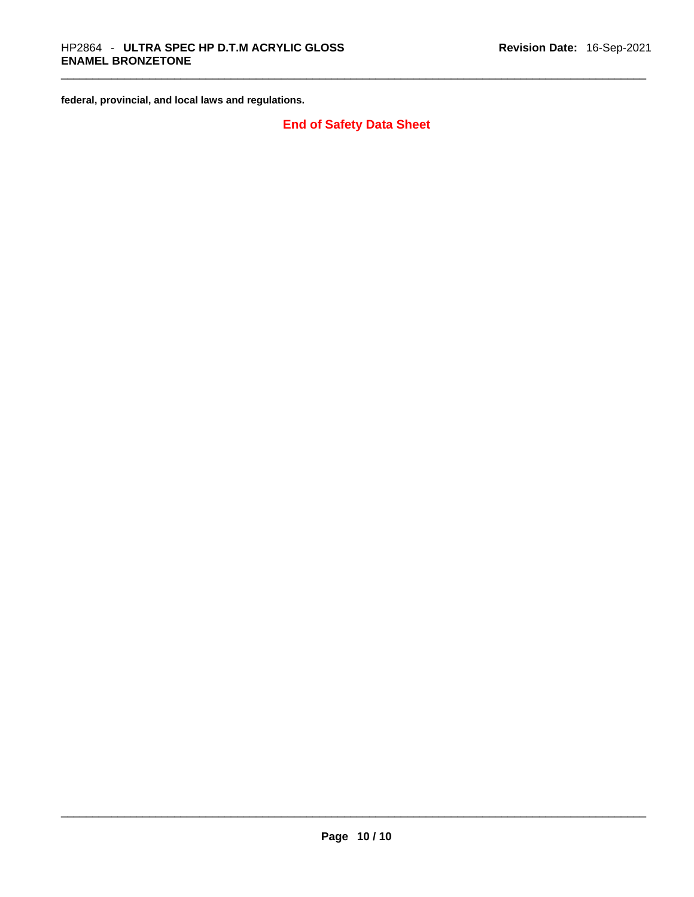**federal, provincial, and local laws and regulations.**

**End of Safety Data Sheet**